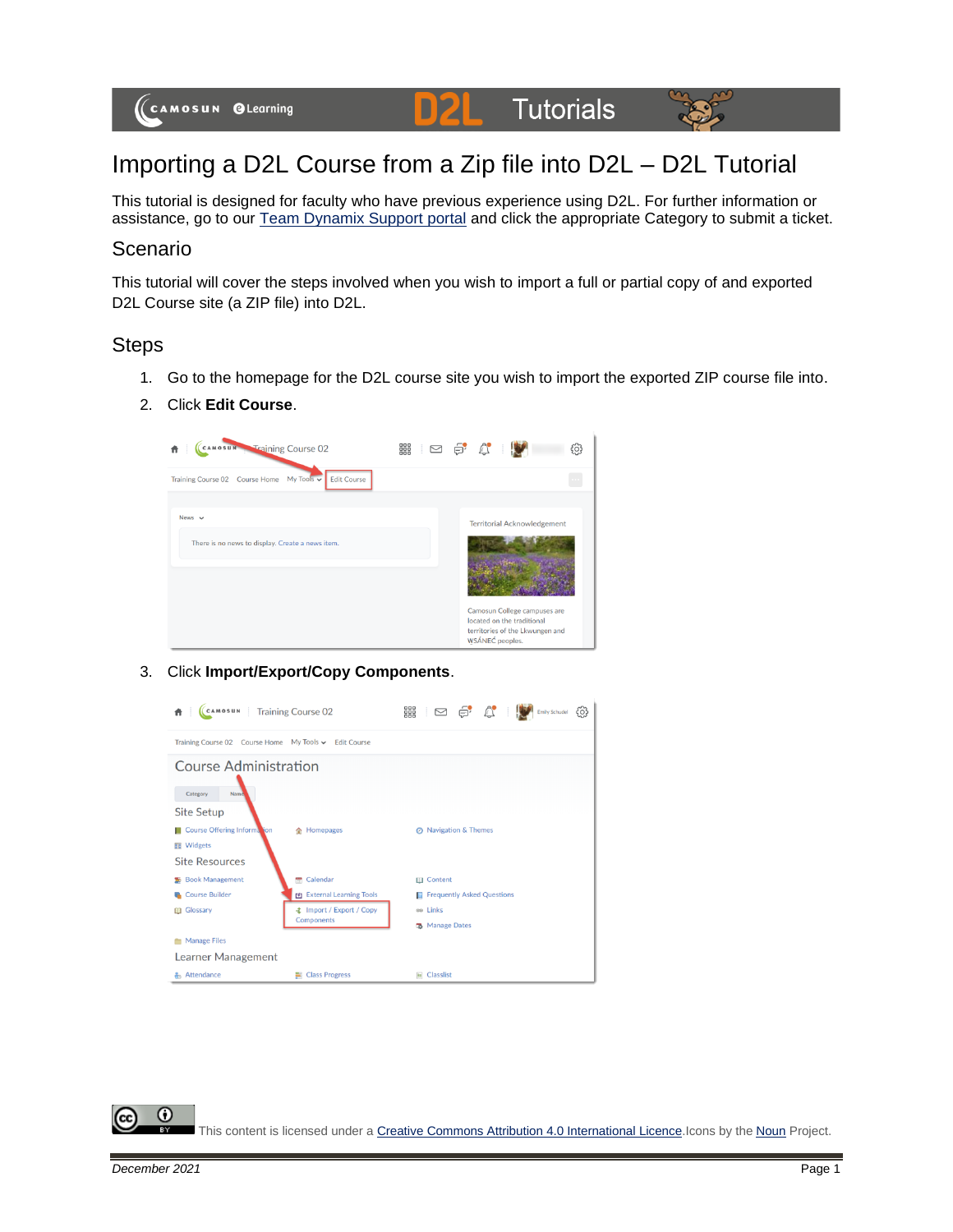# Importing a D2L Course from a Zip file into D2L – D2L Tutorial

This tutorial is designed for faculty who have previous experience using D2L. For further information or assistance, go to our Team Dynamix Support portal and click the appropriate Category to submit a ticket.

## Scenario

This tutorial will cover the steps involved when you wish to import a full or partial copy of and exported D2L Course site (a ZIP file) into D2L.

## Steps

1. Go to the homepage for the D2L course site you wish to import the exported ZIP course file into.
2. Click **Edit Course**.
3. Click **Import/Export/Copy Components**.

This content is licensed under a Creative Commons Attribution 4.0 International Licence. Icons by the Noun Project.

December 2021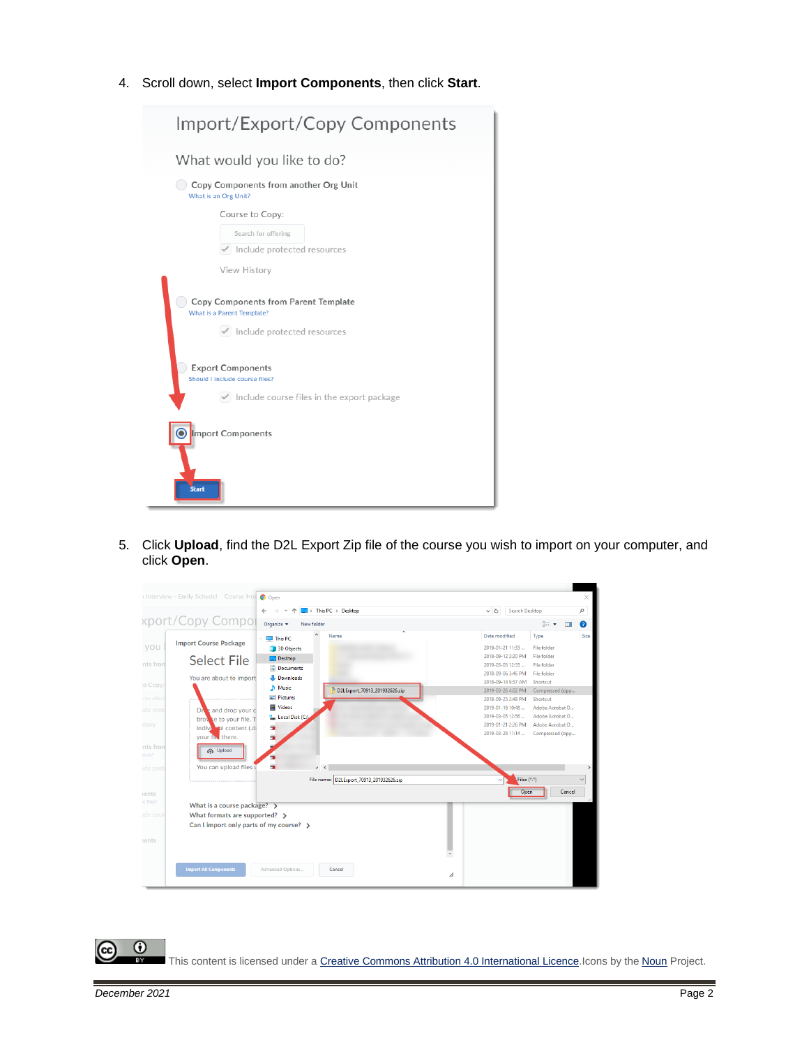4. Scroll down, select **Import Components**, then click **Start**.

5. Click **Upload**, find the D2L Export Zip file of the course you wish to import on your computer, and click **Open**.

This content is licensed under a Creative Commons Attribution 4.0 International Licence. Icons by the Noun Project.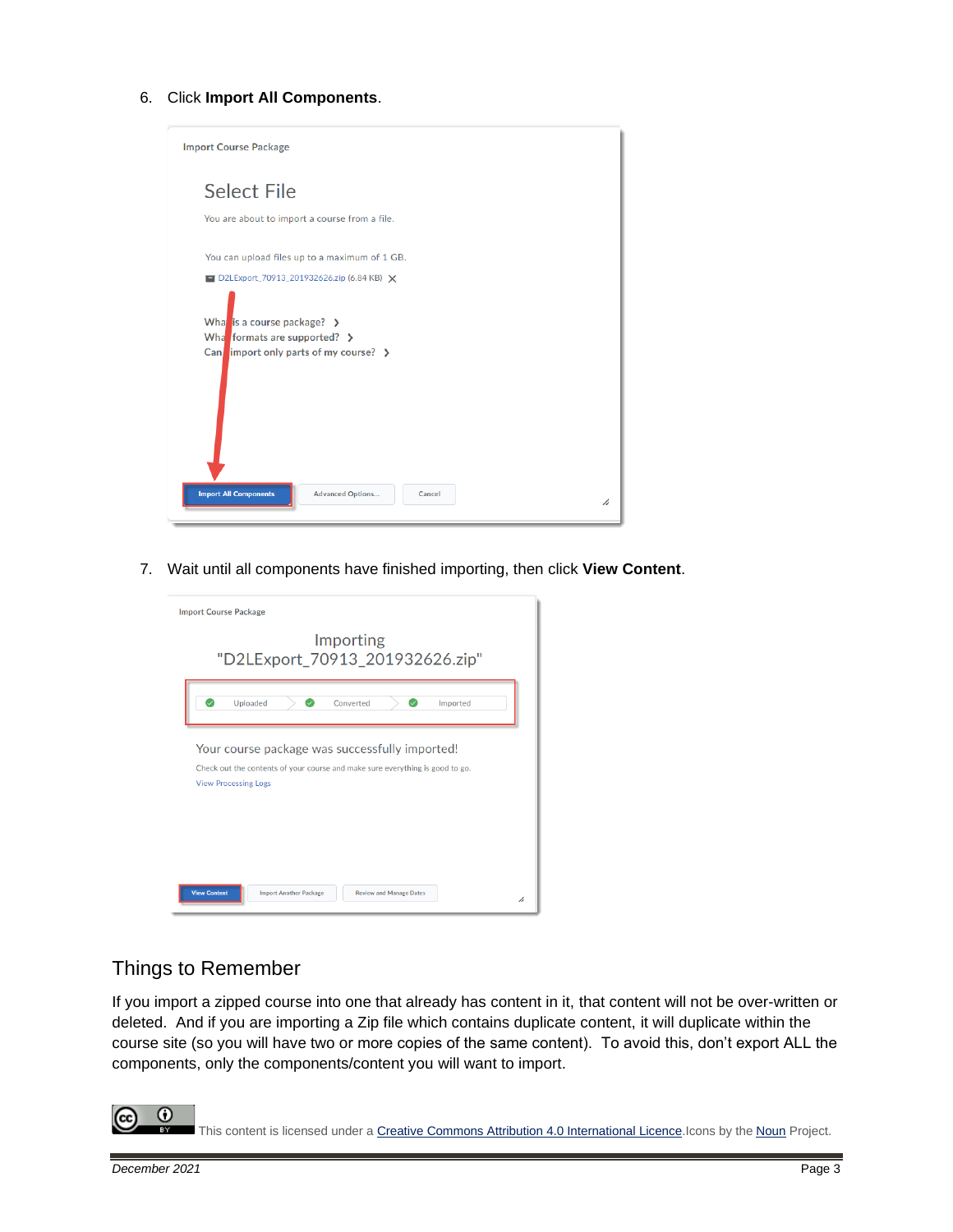6. Click **Import All Components**.

7. Wait until all components have finished importing, then click **View Content**.

## Things to Remember

If you import a zipped course into one that already has content in it, that content will not be over-written or deleted. And if you are importing a Zip file which contains duplicate content, it will duplicate within the course site (so you will have two or more copies of the same content). To avoid this, don't export ALL the components, only the components/content you will want to import.

This content is licensed under a Creative Commons Attribution 4.0 International Licence. Icons by the Noun Project.

December 2021